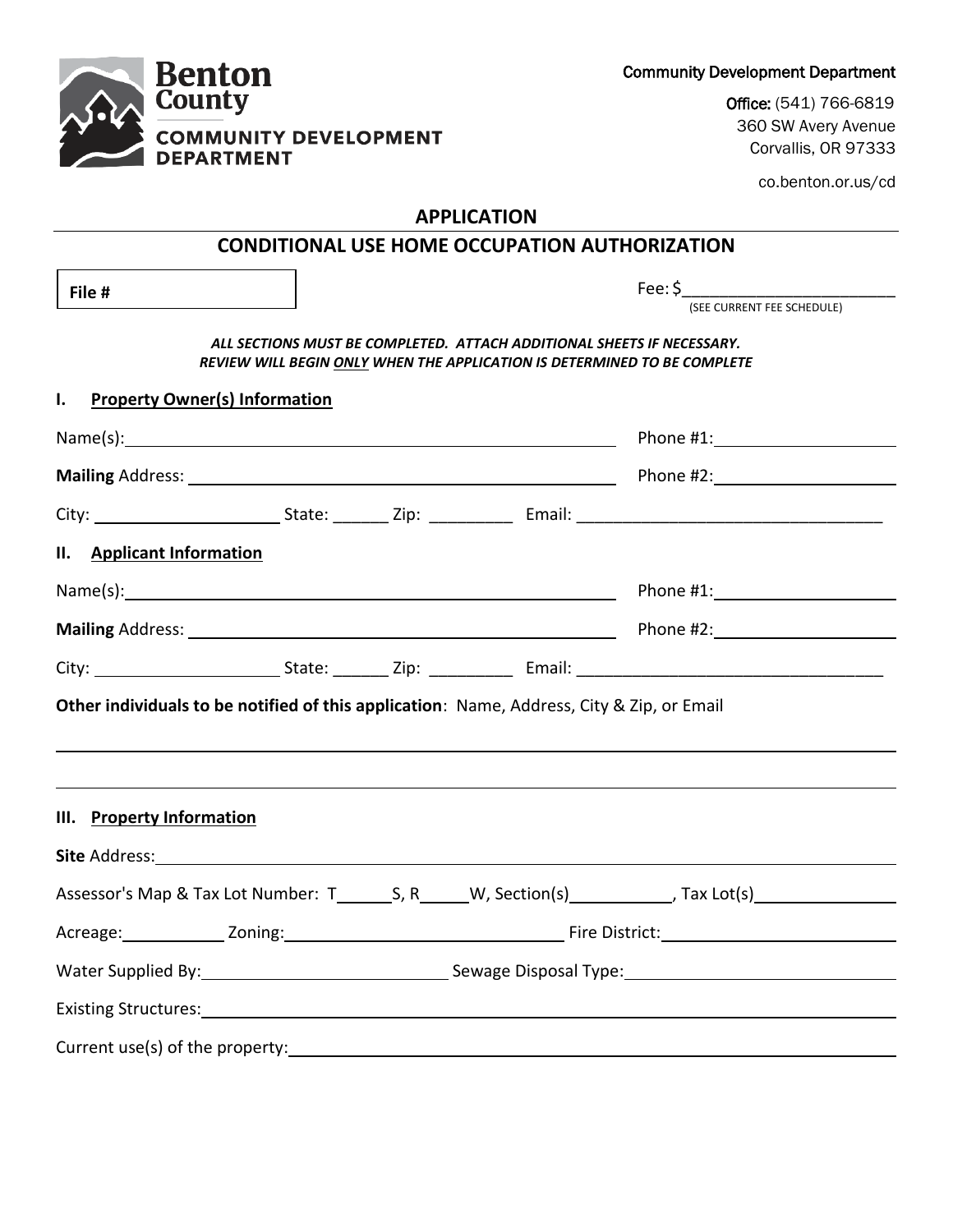**Benton County**
**COMMUNITY DEVELOPMENT DEPARTMENT**

Community Development Department

**Office:** (541) 766-6819
360 SW Avery Avenue
Corvallis, OR 97333

co.benton.or.us/cd

## APPLICATION

## CONDITIONAL USE HOME OCCUPATION AUTHORIZATION

**File #**

Fee: $________________________
(SEE CURRENT FEE SCHEDULE)

***ALL SECTIONS MUST BE COMPLETED. ATTACH ADDITIONAL SHEETS IF NECESSARY.***
***REVIEW WILL BEGIN ONLY WHEN THE APPLICATION IS DETERMINED TO BE COMPLETE***

### I. Property Owner(s) Information

Name(s): ________________________________________ Phone #1: ____________________

**Mailing** Address: ________________________________________ Phone #2: ____________________

City: ____________________ State: ______ Zip: _________ Email: _________________________________

### II. Applicant Information

Name(s): ________________________________________ Phone #1: ____________________

**Mailing** Address: ________________________________________ Phone #2: ____________________

City: ____________________ State: ______ Zip: _________ Email: _________________________________

**Other individuals to be notified of this application**: Name, Address, City & Zip, or Email

_____________________________________________________________________________

_____________________________________________________________________________

### III. Property Information

**Site** Address: _____________________________________________________________________________

Assessor's Map & Tax Lot Number: T______S, R_____W, Section(s)___________, Tax Lot(s)_______________

Acreage:___________ Zoning:_______________________________ Fire District:_________________________

Water Supplied By:___________________________ Sewage Disposal Type:____________________________

Existing Structures:___________________________________________________________________________

Current use(s) of the property:__________________________________________________________________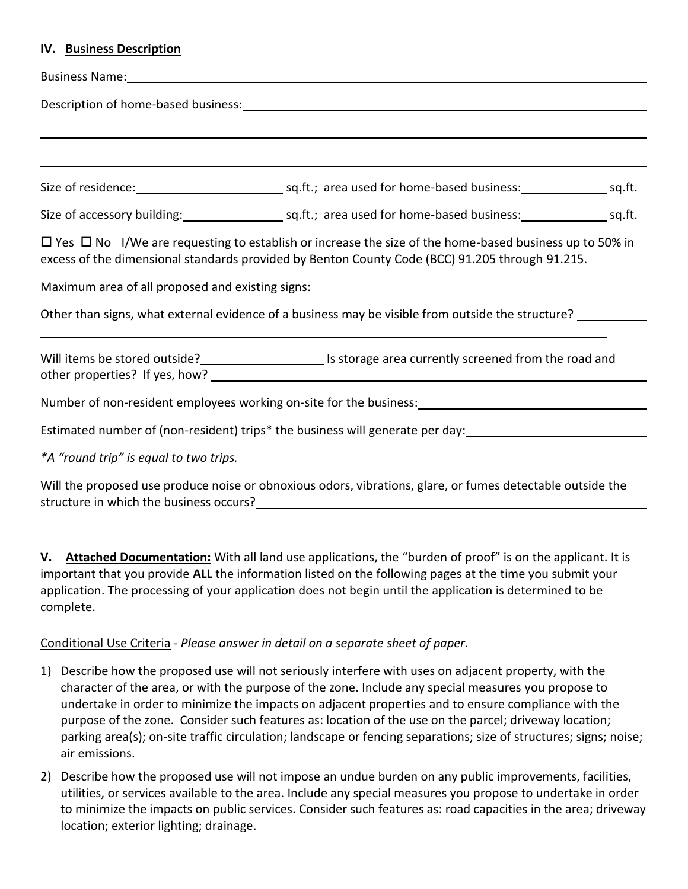### IV. Business Description

Business Name: ______________________________

Description of home-based business: ______________________________

______________________________

______________________________

Size of residence: __________ sq.ft.; area used for home-based business: __________ sq.ft.

Size of accessory building: __________ sq.ft.; area used for home-based business: __________ sq.ft.

☐ Yes ☐ No I/We are requesting to establish or increase the size of the home-based business up to 50% in excess of the dimensional standards provided by Benton County Code (BCC) 91.205 through 91.215.

Maximum area of all proposed and existing signs: ______________________________

Other than signs, what external evidence of a business may be visible from outside the structure? __________

______________________________

Will items be stored outside? __________ Is storage area currently screened from the road and other properties? If yes, how? ______________________________

Number of non-resident employees working on-site for the business: ______________________________

Estimated number of (non-resident) trips* the business will generate per day: ______________________________

*\*A "round trip" is equal to two trips.*

Will the proposed use produce noise or obnoxious odors, vibrations, glare, or fumes detectable outside the structure in which the business occurs? ______________________________

______________________________

**V. Attached Documentation:** With all land use applications, the "burden of proof" is on the applicant. It is important that you provide **ALL** the information listed on the following pages at the time you submit your application. The processing of your application does not begin until the application is determined to be complete.

Conditional Use Criteria - *Please answer in detail on a separate sheet of paper.*

1) Describe how the proposed use will not seriously interfere with uses on adjacent property, with the character of the area, or with the purpose of the zone. Include any special measures you propose to undertake in order to minimize the impacts on adjacent properties and to ensure compliance with the purpose of the zone. Consider such features as: location of the use on the parcel; driveway location; parking area(s); on-site traffic circulation; landscape or fencing separations; size of structures; signs; noise; air emissions.
2) Describe how the proposed use will not impose an undue burden on any public improvements, facilities, utilities, or services available to the area. Include any special measures you propose to undertake in order to minimize the impacts on public services. Consider such features as: road capacities in the area; driveway location; exterior lighting; drainage.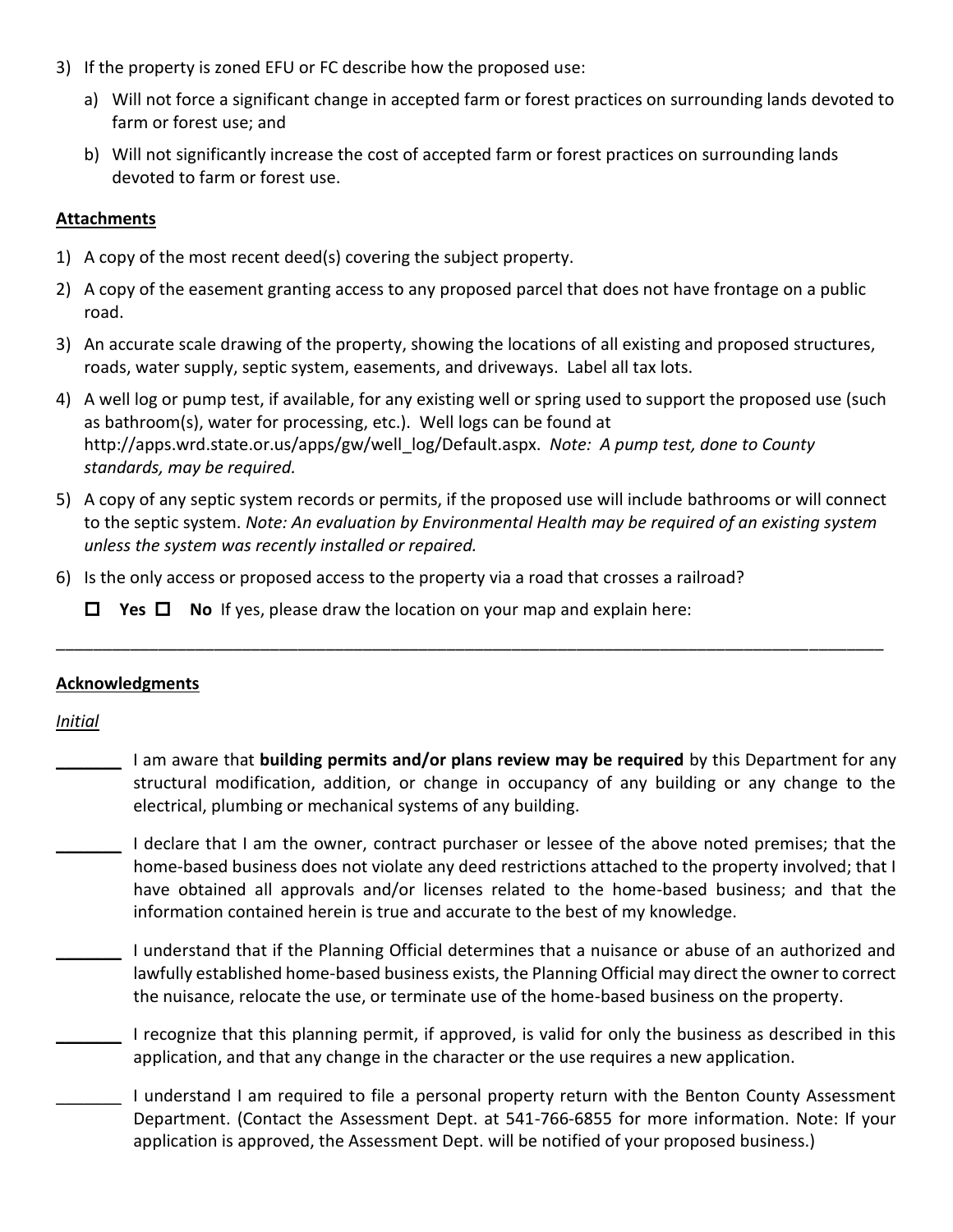3) If the property is zoned EFU or FC describe how the proposed use:

    a) Will not force a significant change in accepted farm or forest practices on surrounding lands devoted to farm or forest use; and

    b) Will not significantly increase the cost of accepted farm or forest practices on surrounding lands devoted to farm or forest use.

**Attachments**

1) A copy of the most recent deed(s) covering the subject property.
2) A copy of the easement granting access to any proposed parcel that does not have frontage on a public road.
3) An accurate scale drawing of the property, showing the locations of all existing and proposed structures, roads, water supply, septic system, easements, and driveways. Label all tax lots.
4) A well log or pump test, if available, for any existing well or spring used to support the proposed use (such as bathroom(s), water for processing, etc.). Well logs can be found at http://apps.wrd.state.or.us/apps/gw/well_log/Default.aspx. *Note: A pump test, done to County standards, may be required.*
5) A copy of any septic system records or permits, if the proposed use will include bathrooms or will connect to the septic system. *Note: An evaluation by Environmental Health may be required of an existing system unless the system was recently installed or repaired.*
6) Is the only access or proposed access to the property via a road that crosses a railroad?

    ☐ **Yes** ☐ **No** If yes, please draw the location on your map and explain here:

______________________________________________________________________________________

**Acknowledgments**

*Initial*

_______ I am aware that **building permits and/or plans review may be required** by this Department for any structural modification, addition, or change in occupancy of any building or any change to the electrical, plumbing or mechanical systems of any building.

_______ I declare that I am the owner, contract purchaser or lessee of the above noted premises; that the home-based business does not violate any deed restrictions attached to the property involved; that I have obtained all approvals and/or licenses related to the home-based business; and that the information contained herein is true and accurate to the best of my knowledge.

_______ I understand that if the Planning Official determines that a nuisance or abuse of an authorized and lawfully established home-based business exists, the Planning Official may direct the owner to correct the nuisance, relocate the use, or terminate use of the home-based business on the property.

_______ I recognize that this planning permit, if approved, is valid for only the business as described in this application, and that any change in the character or the use requires a new application.

_______ I understand I am required to file a personal property return with the Benton County Assessment Department. (Contact the Assessment Dept. at 541-766-6855 for more information. Note: If your application is approved, the Assessment Dept. will be notified of your proposed business.)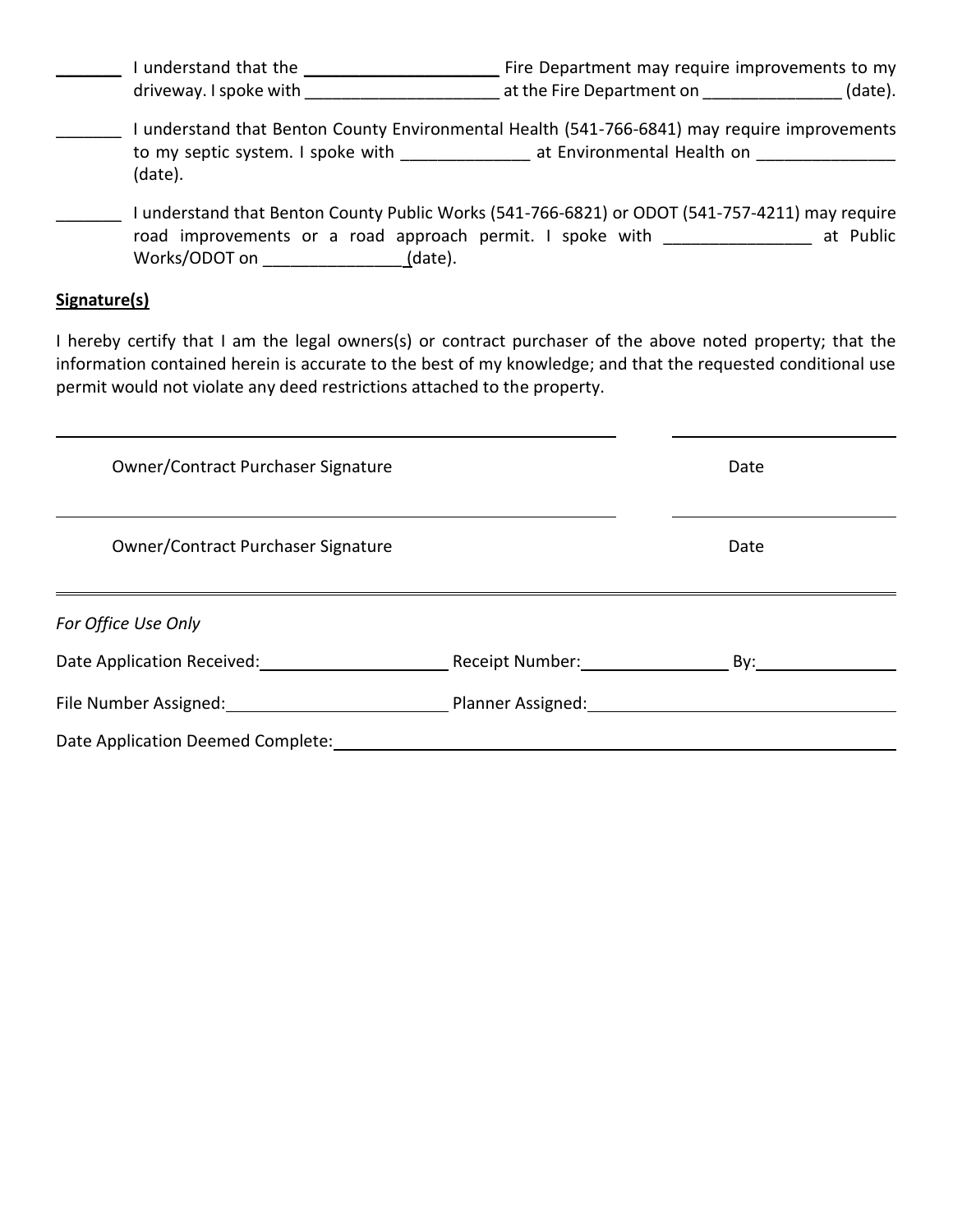_______ I understand that the ______________________ Fire Department may require improvements to my driveway. I spoke with _____________________ at the Fire Department on _______________ (date).

_______ I understand that Benton County Environmental Health (541-766-6841) may require improvements to my septic system. I spoke with ______________ at Environmental Health on _______________ (date).

_______ I understand that Benton County Public Works (541-766-6821) or ODOT (541-757-4211) may require road improvements or a road approach permit. I spoke with ________________ at Public Works/ODOT on _______________(date).

**Signature(s)**

I hereby certify that I am the legal owners(s) or contract purchaser of the above noted property; that the information contained herein is accurate to the best of my knowledge; and that the requested conditional use permit would not violate any deed restrictions attached to the property.

_______________________________________________ _______________

Owner/Contract Purchaser Signature Date

_______________________________________________ _______________

Owner/Contract Purchaser Signature Date

---

*For Office Use Only*

Date Application Received:_______________ Receipt Number:_______________ By:_______________

File Number Assigned:_______________ Planner Assigned:_______________

Date Application Deemed Complete:_______________